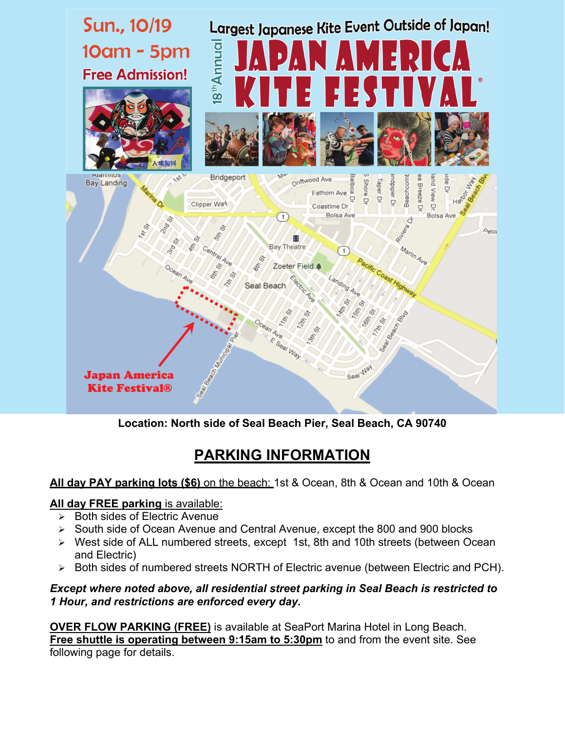Sun., 10/19

10am - 5pm

Free Admission!

Largest Japanese Kite Event Outside of Japan!

18th Annual

# JAPAN AMERICA KITE FESTIVAL®

Japan America Kite Festival®

**Location: North side of Seal Beach Pier, Seal Beach, CA 90740**

## PARKING INFORMATION

**All day PAY parking lots ($6)** on the beach: 1st & Ocean, 8th & Ocean and 10th & Ocean

**All day FREE parking** is available:

- Both sides of Electric Avenue
- South side of Ocean Avenue and Central Avenue, except the 800 and 900 blocks
- West side of ALL numbered streets, except 1st, 8th and 10th streets (between Ocean and Electric)
- Both sides of numbered streets NORTH of Electric avenue (between Electric and PCH).

***Except where noted above, all residential street parking in Seal Beach is restricted to 1 Hour, and restrictions are enforced every day.***

**OVER FLOW PARKING (FREE)** is available at SeaPort Marina Hotel in Long Beach. **Free shuttle is operating between 9:15am to 5:30pm** to and from the event site. See following page for details.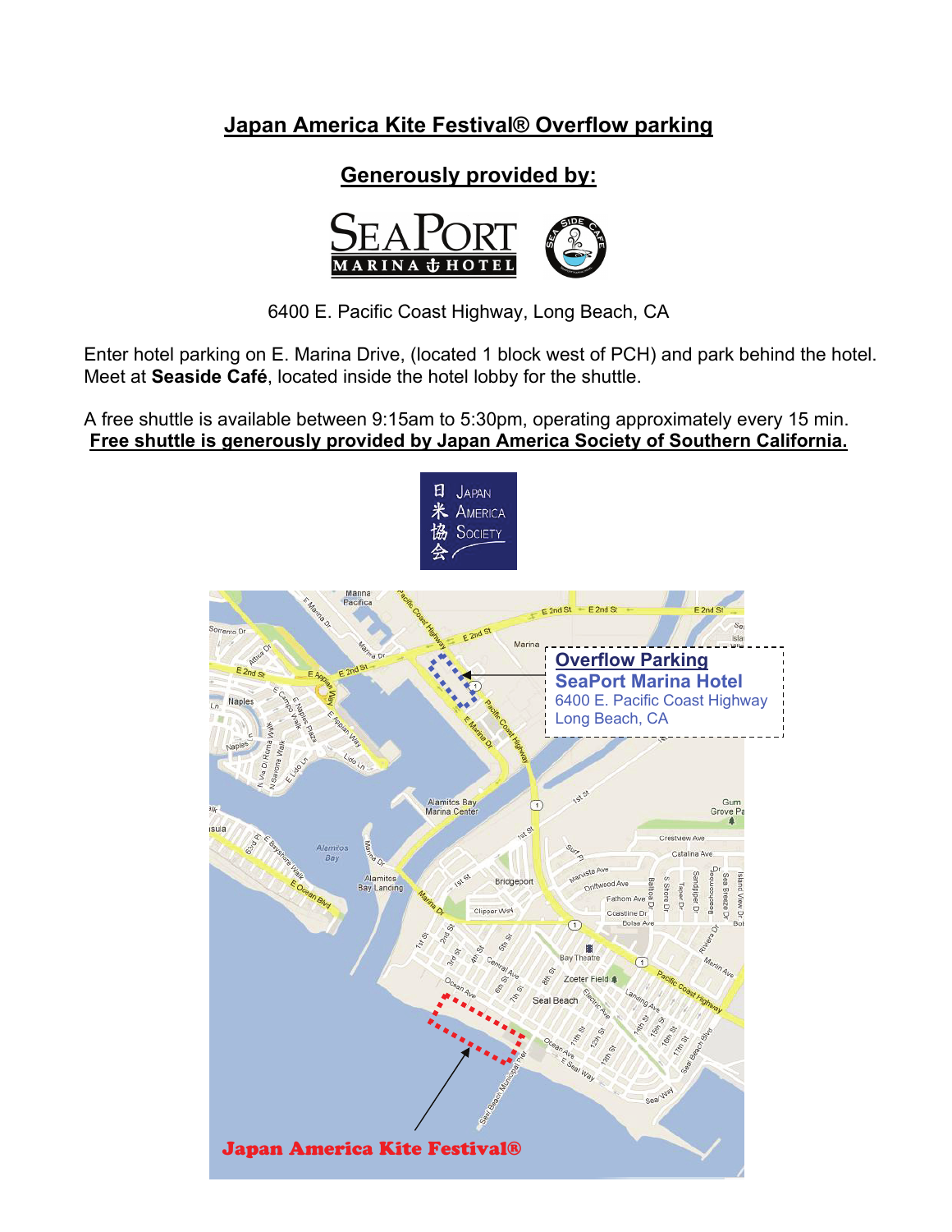# Japan America Kite Festival® Overflow parking

## Generously provided by:

SEAPORT MARINA HOTEL

6400 E. Pacific Coast Highway, Long Beach, CA

Enter hotel parking on E. Marina Drive, (located 1 block west of PCH) and park behind the hotel. Meet at **Seaside Café**, located inside the hotel lobby for the shuttle.

A free shuttle is available between 9:15am to 5:30pm, operating approximately every 15 min.
**Free shuttle is generously provided by Japan America Society of Southern California.**

日米協会 Japan America Society

**Overflow Parking**
**SeaPort Marina Hotel**
6400 E. Pacific Coast Highway
Long Beach, CA

**Japan America Kite Festival®**